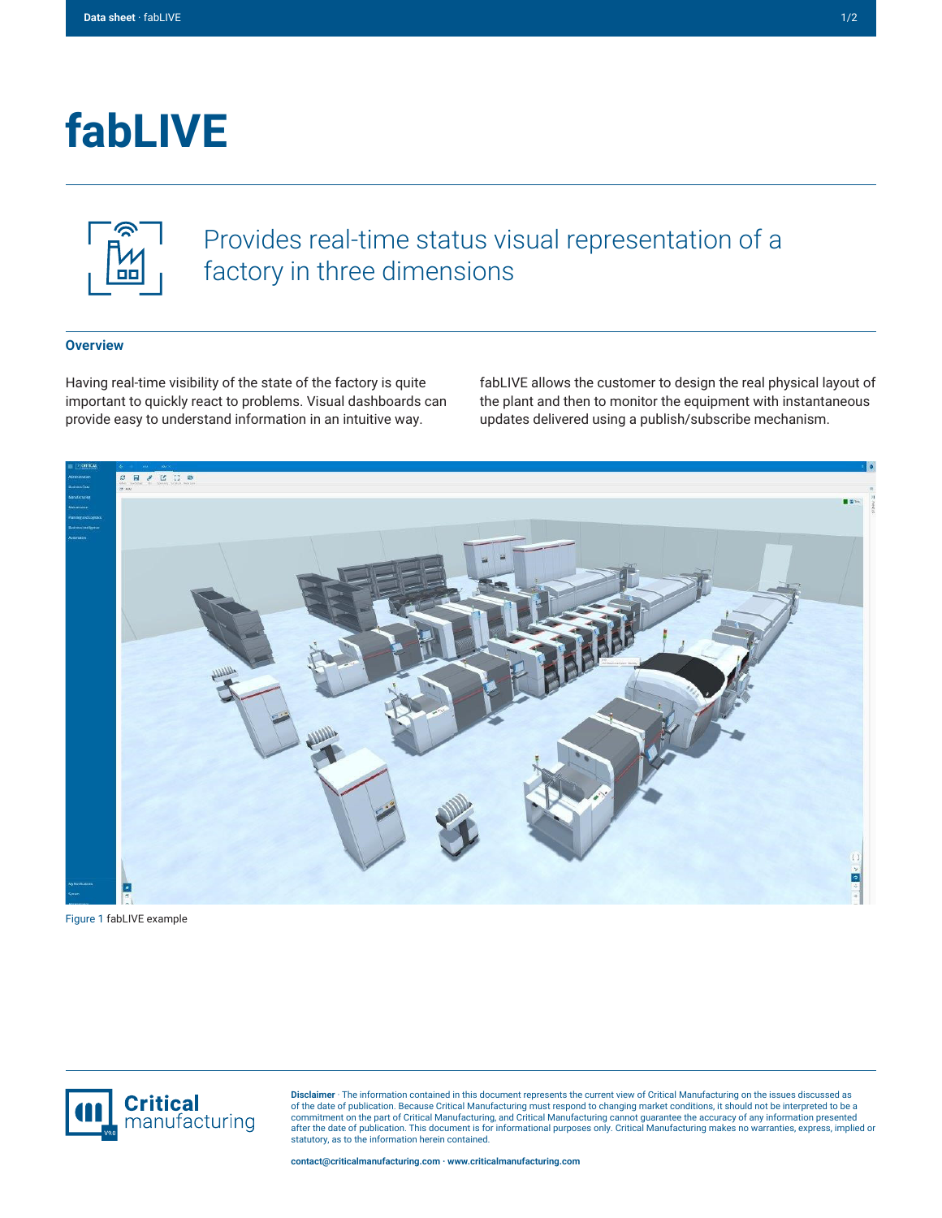# fabLIVE

Provides real-time status visual representation of a factory in three dimensions

## Overview

Having real-time visibility of the state of the factory is quite important to quickly react to problems. Visual dashboards can provide easy to understand information in an intuitive way.

fabLIVE allows the customer to design the real physical layout of the plant and then to monitor the equipment with instantaneous updates delivered using a publish/subscribe mechanism.

Figure 1 fabLIVE example

**Disclaimer** · The information contained in this document represents the current view of Critical Manufacturing on the issues discussed as of the date of publication. Because Critical Manufacturing must respond to changing market conditions, it should not be interpreted to be a commitment on the part of Critical Manufacturing, and Critical Manufacturing cannot guarantee the accuracy of any information presented after the date of publication. This document is for informational purposes only. Critical Manufacturing makes no warranties, express, implied or statutory, as to the information herein contained.

**contact@criticalmanufacturing.com · www.criticalmanufacturing.com**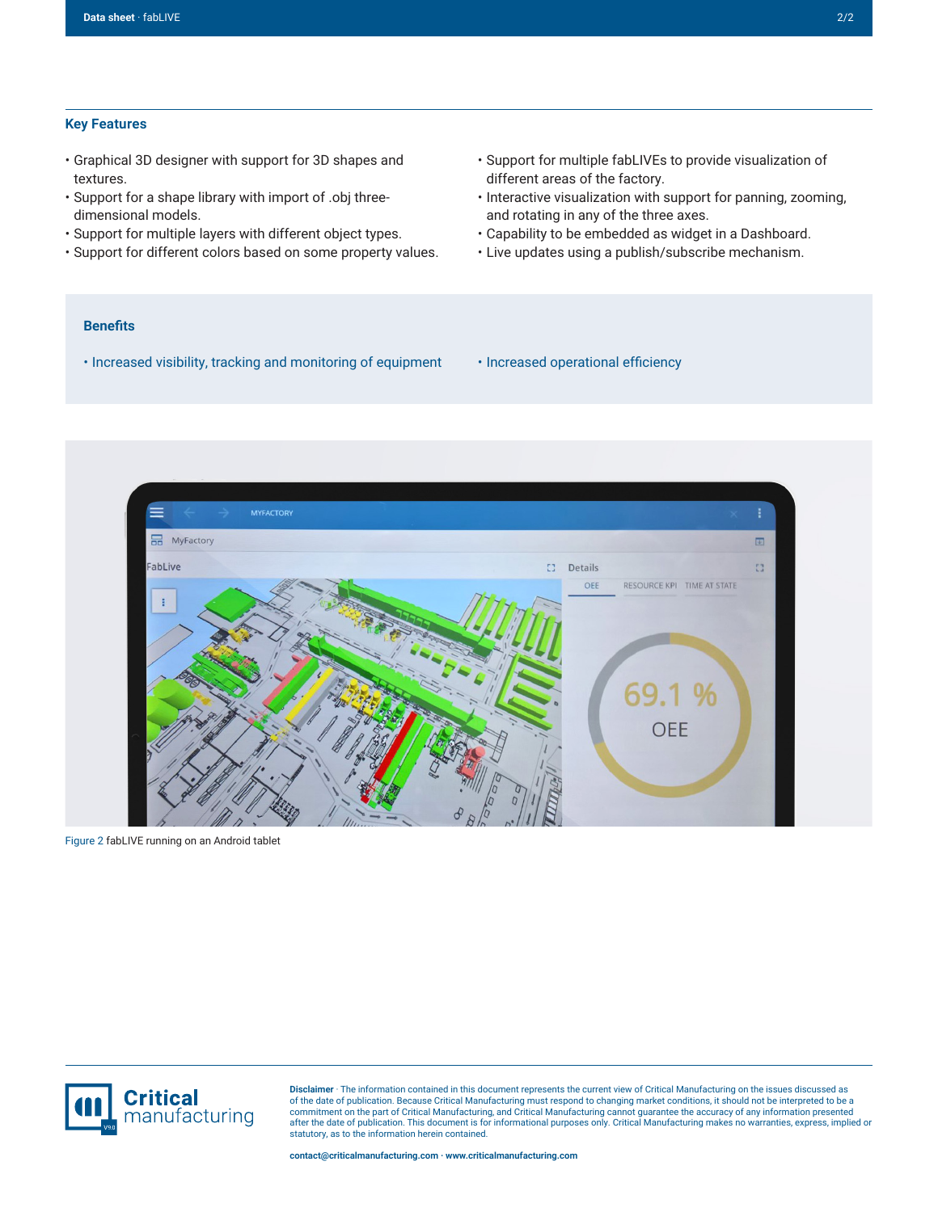## Key Features

- Graphical 3D designer with support for 3D shapes and textures.
- Support for a shape library with import of .obj three-dimensional models.
- Support for multiple layers with different object types.
- Support for different colors based on some property values.
- Support for multiple fabLIVEs to provide visualization of different areas of the factory.
- Interactive visualization with support for panning, zooming, and rotating in any of the three axes.
- Capability to be embedded as widget in a Dashboard.
- Live updates using a publish/subscribe mechanism.

## Benefits

- Increased visibility, tracking and monitoring of equipment
- Increased operational efficiency

Figure 2 fabLIVE running on an Android tablet

**Disclaimer** · The information contained in this document represents the current view of Critical Manufacturing on the issues discussed as of the date of publication. Because Critical Manufacturing must respond to changing market conditions, it should not be interpreted to be a commitment on the part of Critical Manufacturing, and Critical Manufacturing cannot guarantee the accuracy of any information presented after the date of publication. This document is for informational purposes only. Critical Manufacturing makes no warranties, express, implied or statutory, as to the information herein contained.

**contact@criticalmanufacturing.com · www.criticalmanufacturing.com**